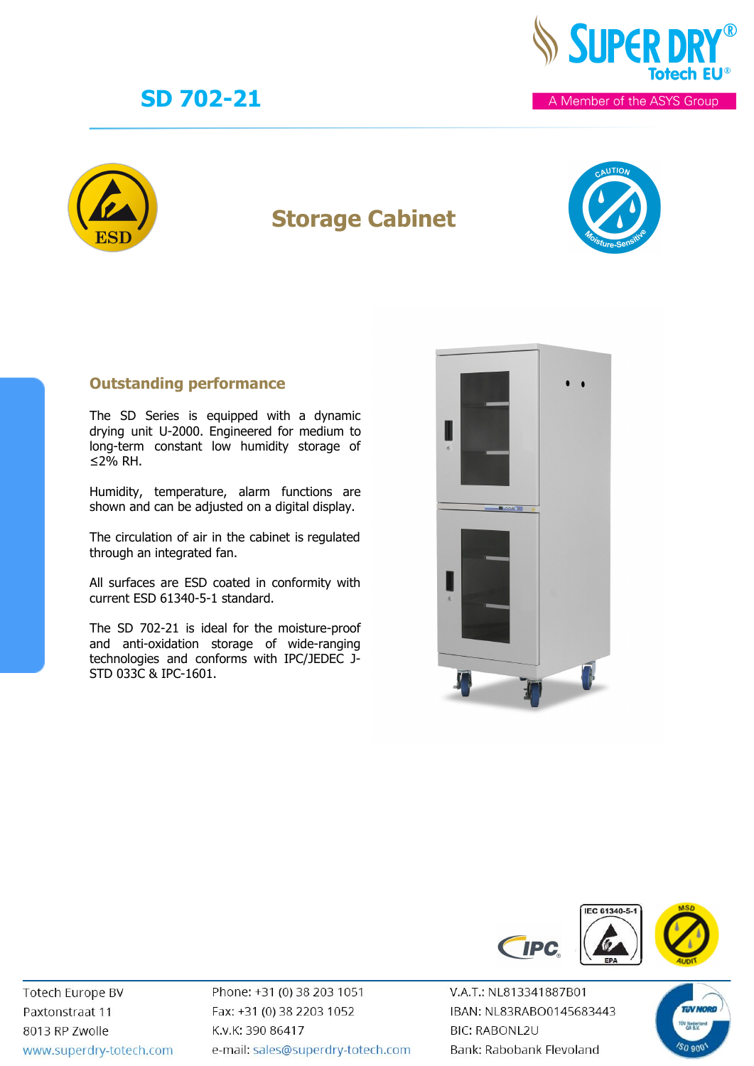# SD 702-21

## Storage Cabinet

### Outstanding performance

The SD Series is equipped with a dynamic drying unit U-2000. Engineered for medium to long-term constant low humidity storage of ≤2% RH.

Humidity, temperature, alarm functions are shown and can be adjusted on a digital display.

The circulation of air in the cabinet is regulated through an integrated fan.

All surfaces are ESD coated in conformity with current ESD 61340-5-1 standard.

The SD 702-21 is ideal for the moisture-proof and anti-oxidation storage of wide-ranging technologies and conforms with IPC/JEDEC J-STD 033C & IPC-1601.

Totech Europe BV
Paxtonstraat 11
8013 RP Zwolle
www.superdry-totech.com

Phone: +31 (0) 38 203 1051
Fax: +31 (0) 38 2203 1052
K.v.K: 390 86417
e-mail: sales@superdry-totech.com

V.A.T.: NL813341887B01
IBAN: NL83RABO0145683443
BIC: RABONL2U
Bank: Rabobank Flevoland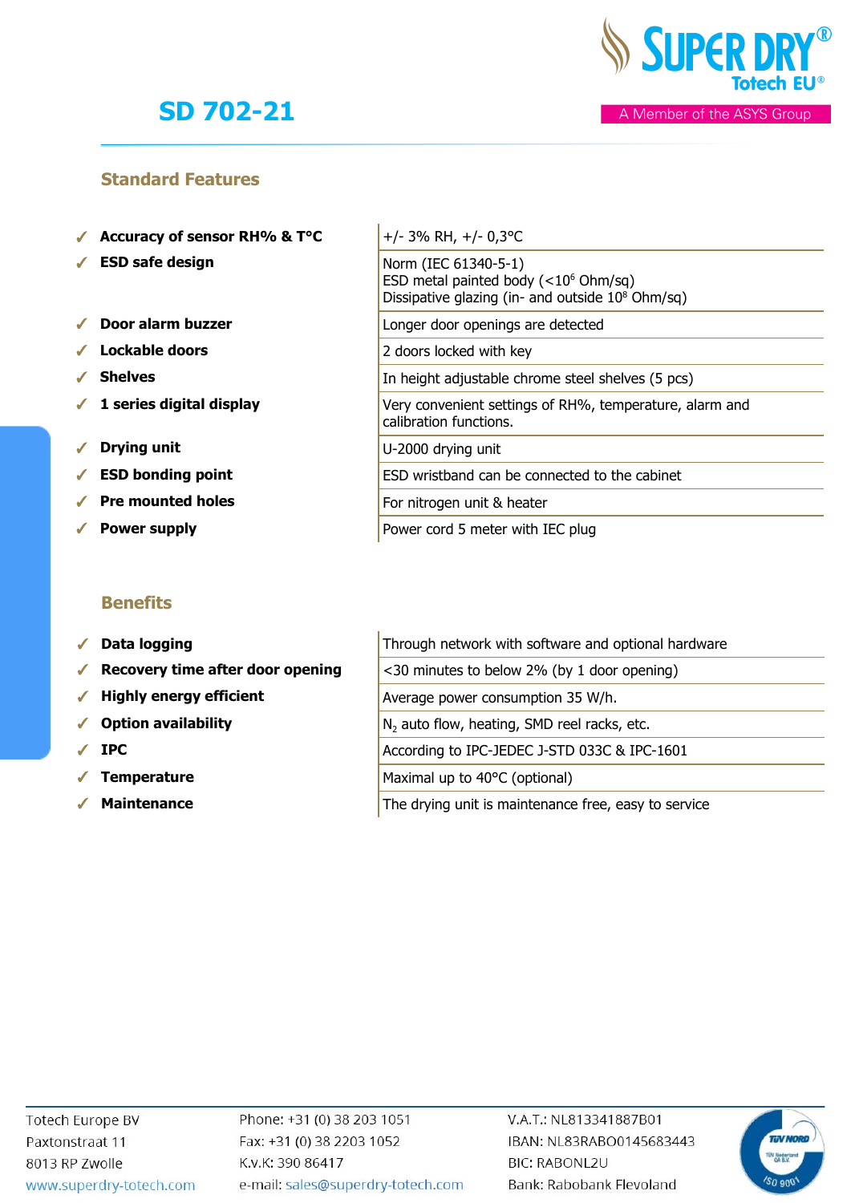# SD 702-21

## Standard Features

| Feature | Description |
|---|---|
| ✓ **Accuracy of sensor RH% & T°C** | +/- 3% RH, +/- 0,3°C |
| ✓ **ESD safe design** | Norm (IEC 61340-5-1)<br>ESD metal painted body (<$10^6$ Ohm/sq)<br>Dissipative glazing (in- and outside $10^8$ Ohm/sq) |
| ✓ **Door alarm buzzer** | Longer door openings are detected |
| ✓ **Lockable doors** | 2 doors locked with key |
| ✓ **Shelves** | In height adjustable chrome steel shelves (5 pcs) |
| ✓ **1 series digital display** | Very convenient settings of RH%, temperature, alarm and calibration functions. |
| ✓ **Drying unit** | U-2000 drying unit |
| ✓ **ESD bonding point** | ESD wristband can be connected to the cabinet |
| ✓ **Pre mounted holes** | For nitrogen unit & heater |
| ✓ **Power supply** | Power cord 5 meter with IEC plug |

## Benefits

| Benefit | Description |
|---|---|
| ✓ **Data logging** | Through network with software and optional hardware |
| ✓ **Recovery time after door opening** | <30 minutes to below 2% (by 1 door opening) |
| ✓ **Highly energy efficient** | Average power consumption 35 W/h. |
| ✓ **Option availability** | $N_2$ auto flow, heating, SMD reel racks, etc. |
| ✓ **IPC** | According to IPC-JEDEC J-STD 033C & IPC-1601 |
| ✓ **Temperature** | Maximal up to 40°C (optional) |
| ✓ **Maintenance** | The drying unit is maintenance free, easy to service |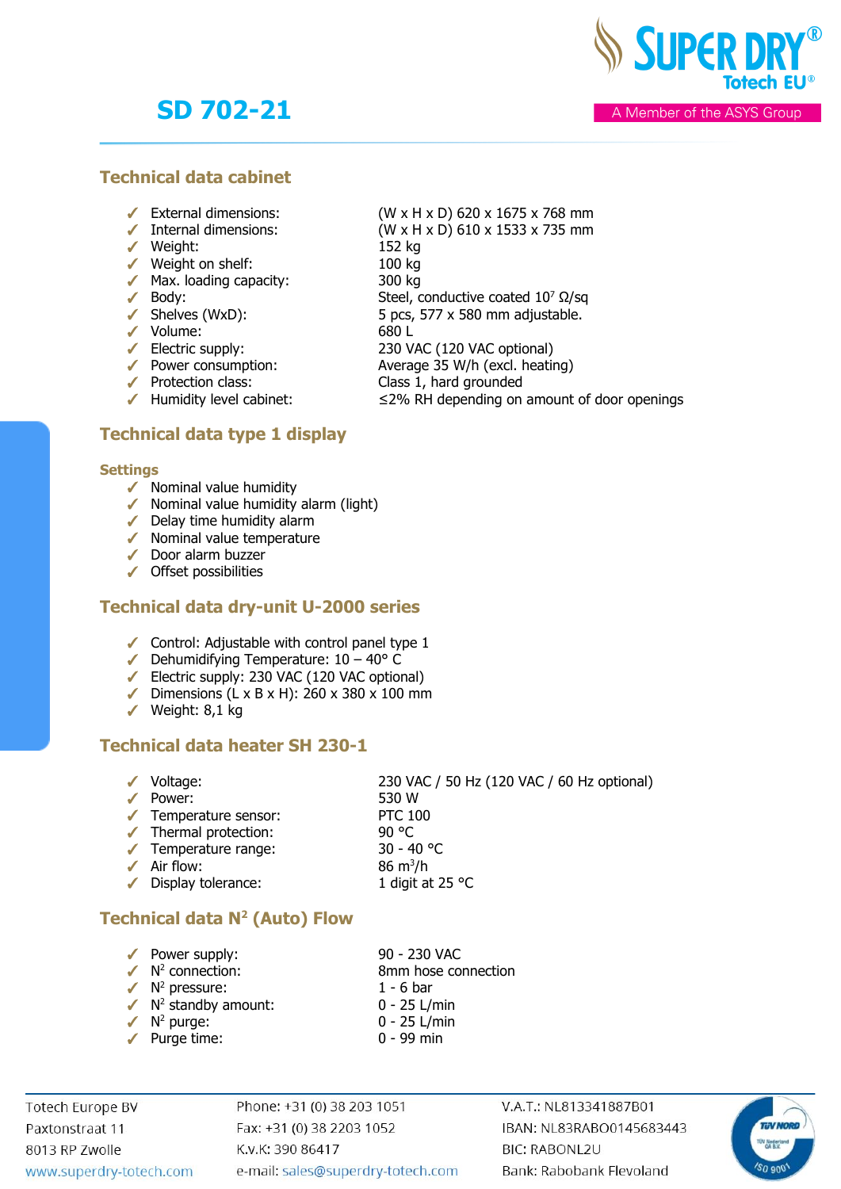# SD 702-21

## Technical data cabinet

| | |
|---|---|
| ✓ External dimensions: | (W x H x D) 620 x 1675 x 768 mm |
| ✓ Internal dimensions: | (W x H x D) 610 x 1533 x 735 mm |
| ✓ Weight: | 152 kg |
| ✓ Weight on shelf: | 100 kg |
| ✓ Max. loading capacity: | 300 kg |
| ✓ Body: | Steel, conductive coated $10^7$ Ω/sq |
| ✓ Shelves (WxD): | 5 pcs, 577 x 580 mm adjustable. |
| ✓ Volume: | 680 L |
| ✓ Electric supply: | 230 VAC (120 VAC optional) |
| ✓ Power consumption: | Average 35 W/h (excl. heating) |
| ✓ Protection class: | Class 1, hard grounded |
| ✓ Humidity level cabinet: | ≤2% RH depending on amount of door openings |

## Technical data type 1 display

### Settings

- ✓ Nominal value humidity
- ✓ Nominal value humidity alarm (light)
- ✓ Delay time humidity alarm
- ✓ Nominal value temperature
- ✓ Door alarm buzzer
- ✓ Offset possibilities

## Technical data dry-unit U-2000 series

- ✓ Control: Adjustable with control panel type 1
- ✓ Dehumidifying Temperature: 10 – 40° C
- ✓ Electric supply: 230 VAC (120 VAC optional)
- ✓ Dimensions (L x B x H): 260 x 380 x 100 mm
- ✓ Weight: 8,1 kg

## Technical data heater SH 230-1

| | |
|---|---|
| ✓ Voltage: | 230 VAC / 50 Hz (120 VAC / 60 Hz optional) |
| ✓ Power: | 530 W |
| ✓ Temperature sensor: | PTC 100 |
| ✓ Thermal protection: | 90 °C |
| ✓ Temperature range: | 30 - 40 °C |
| ✓ Air flow: | 86 $m^3$/h |
| ✓ Display tolerance: | 1 digit at 25 °C |

## Technical data $N^2$ (Auto) Flow

| | |
|---|---|
| ✓ Power supply: | 90 - 230 VAC |
| ✓ $N^2$ connection: | 8mm hose connection |
| ✓ $N^2$ pressure: | 1 - 6 bar |
| ✓ $N^2$ standby amount: | 0 - 25 L/min |
| ✓ $N^2$ purge: | 0 - 25 L/min |
| ✓ Purge time: | 0 - 99 min |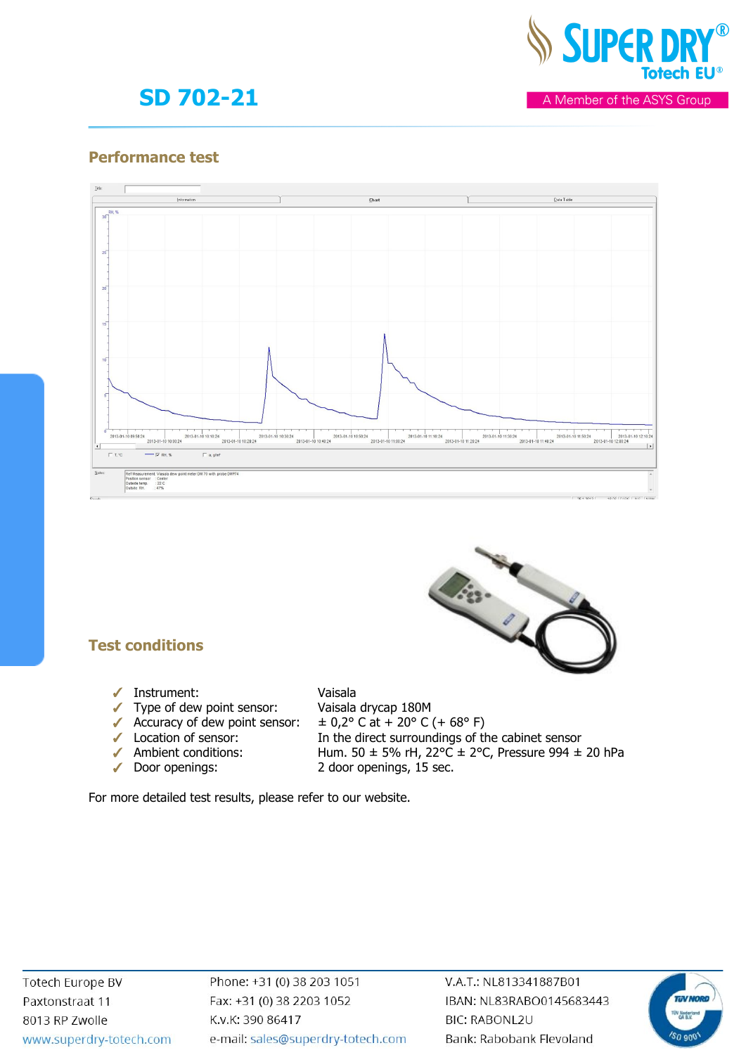# SD 702-21

## Performance test

## Test conditions

- Instrument: Vaisala
- Type of dew point sensor: Vaisala drycap 180M
- Accuracy of dew point sensor: ± 0,2° C at + 20° C (+ 68° F)
- Location of sensor: In the direct surroundings of the cabinet sensor
- Ambient conditions: Hum. 50 ± 5% rH, 22°C ± 2°C, Pressure 994 ± 20 hPa
- Door openings: 2 door openings, 15 sec.

For more detailed test results, please refer to our website.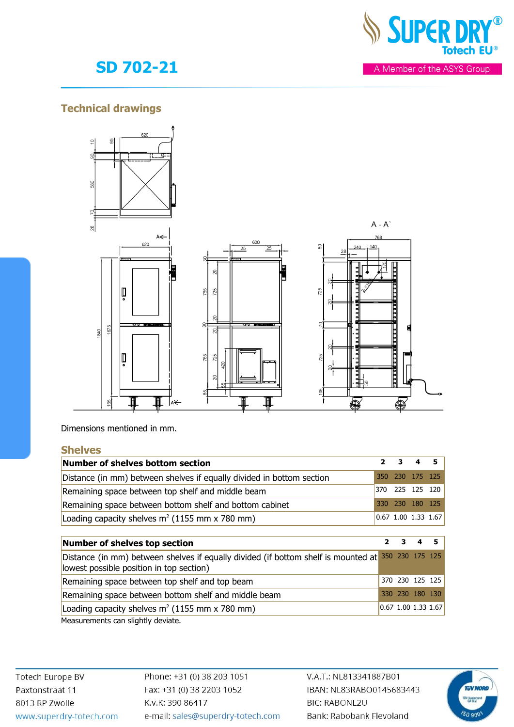# SD 702-21

## Technical drawings

Dimensions mentioned in mm.

## Shelves

| Number of shelves bottom section | 2 | 3 | 4 | 5 |
|---|---|---|---|---|
| Distance (in mm) between shelves if equally divided in bottom section | 350 | 230 | 175 | 125 |
| Remaining space between top shelf and middle beam | 370 | 225 | 125 | 120 |
| Remaining space between bottom shelf and bottom cabinet | 330 | 230 | 180 | 125 |
| Loading capacity shelves m² (1155 mm x 780 mm) | 0.67 | 1.00 | 1.33 | 1.67 |

| Number of shelves top section | 2 | 3 | 4 | 5 |
|---|---|---|---|---|
| Distance (in mm) between shelves if equally divided (if bottom shelf is mounted at lowest possible position in top section) | 350 | 230 | 175 | 125 |
| Remaining space between top shelf and top beam | 370 | 230 | 125 | 125 |
| Remaining space between bottom shelf and middle beam | 330 | 230 | 180 | 130 |
| Loading capacity shelves m² (1155 mm x 780 mm) | 0.67 | 1.00 | 1.33 | 1.67 |

Measurements can slightly deviate.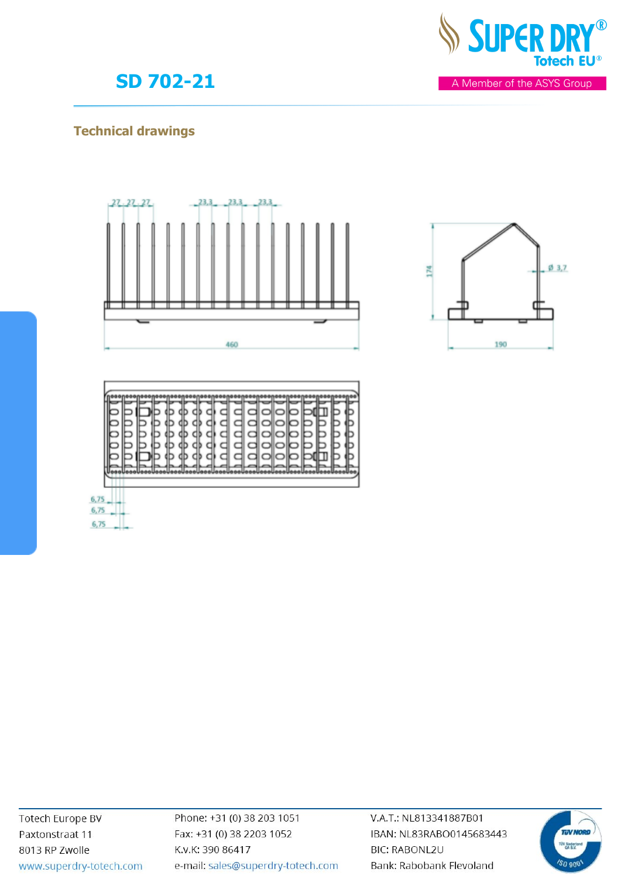# SD 702-21

## Technical drawings

27 27 27 23,3 23,3 23,3

460

174

Ø 3,7

190

6,75
6,75
6,75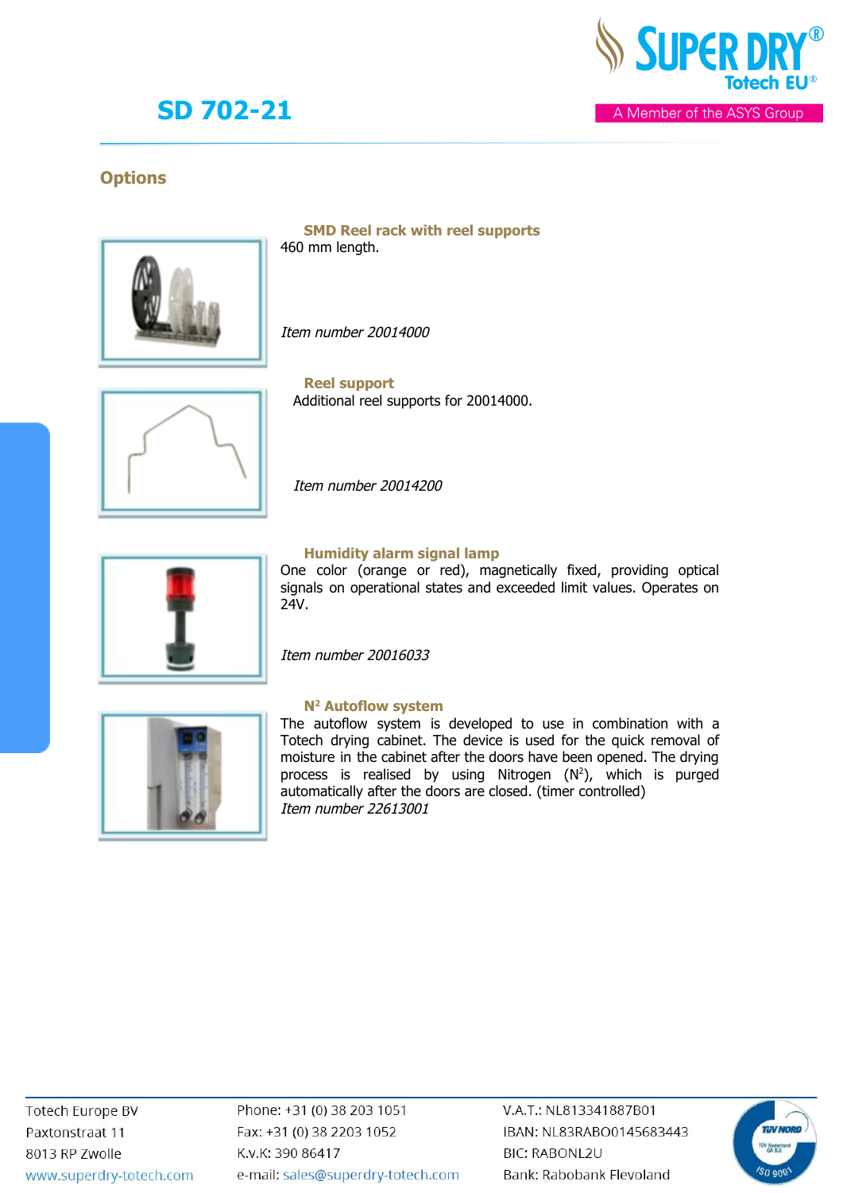# SD 702-21

## Options

### SMD Reel rack with reel supports

460 mm length.

*Item number 20014000*

### Reel support

Additional reel supports for 20014000.

*Item number 20014200*

### Humidity alarm signal lamp

One color (orange or red), magnetically fixed, providing optical signals on operational states and exceeded limit values. Operates on 24V.

*Item number 20016033*

### $N^2$ Autoflow system

The autoflow system is developed to use in combination with a Totech drying cabinet. The device is used for the quick removal of moisture in the cabinet after the doors have been opened. The drying process is realised by using Nitrogen ($N^2$), which is purged automatically after the doors are closed. (timer controlled)

*Item number 22613001*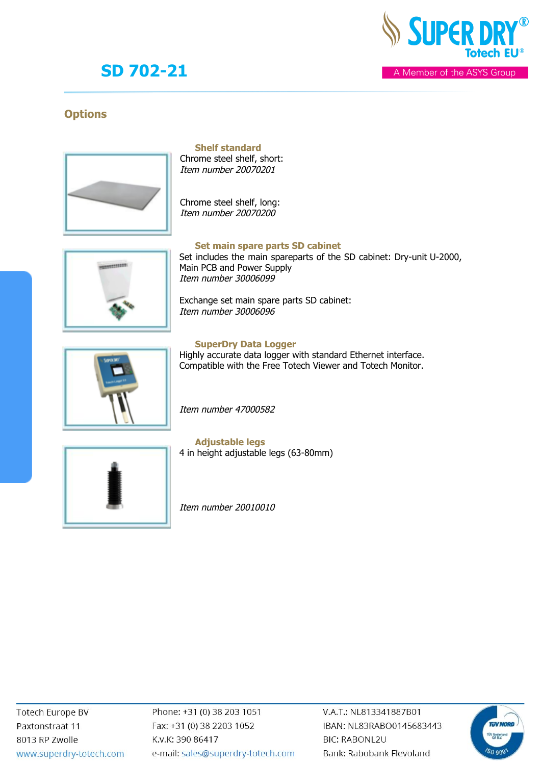# SD 702-21

## Options

### Shelf standard

Chrome steel shelf, short:
*Item number 20070201*

Chrome steel shelf, long:
*Item number 20070200*

### Set main spare parts SD cabinet

Set includes the main spareparts of the SD cabinet: Dry-unit U-2000, Main PCB and Power Supply
*Item number 30006099*

Exchange set main spare parts SD cabinet:
*Item number 30006096*

### SuperDry Data Logger

Highly accurate data logger with standard Ethernet interface.
Compatible with the Free Totech Viewer and Totech Monitor.

*Item number 47000582*

### Adjustable legs

4 in height adjustable legs (63-80mm)

*Item number 20010010*

Totech Europe BV
Paxtonstraat 11
8013 RP Zwolle
www.superdry-totech.com

Phone: +31 (0) 38 203 1051
Fax: +31 (0) 38 2203 1052
K.v.K: 390 86417
e-mail: sales@superdry-totech.com

V.A.T.: NL813341887B01
IBAN: NL83RABO0145683443
BIC: RABONL2U
Bank: Rabobank Flevoland